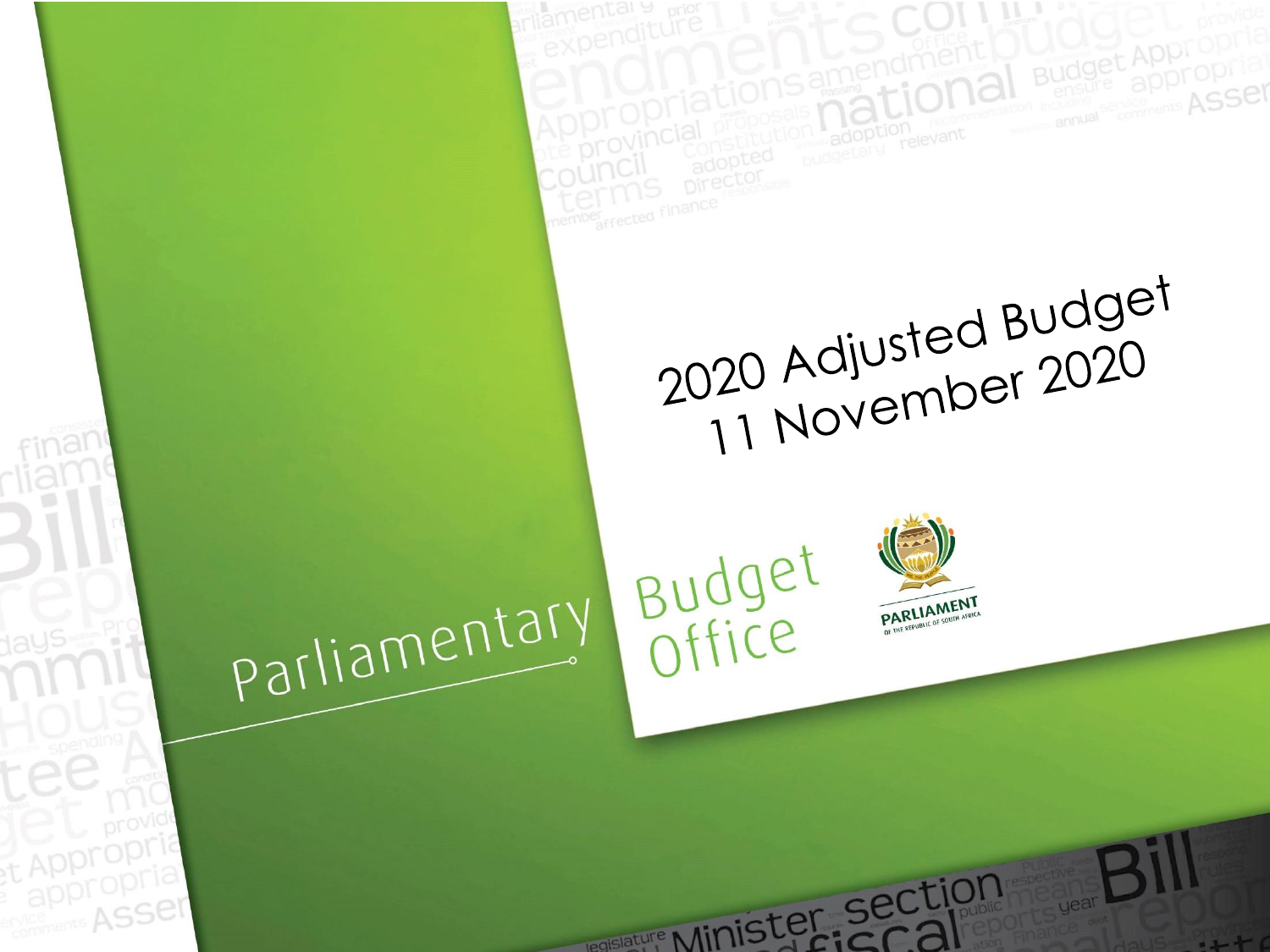# 2020 Adjusted Budget
## 11 November 2020

Parliamentary Budget Office

PARLIAMENT OF THE REPUBLIC OF SOUTH AFRICA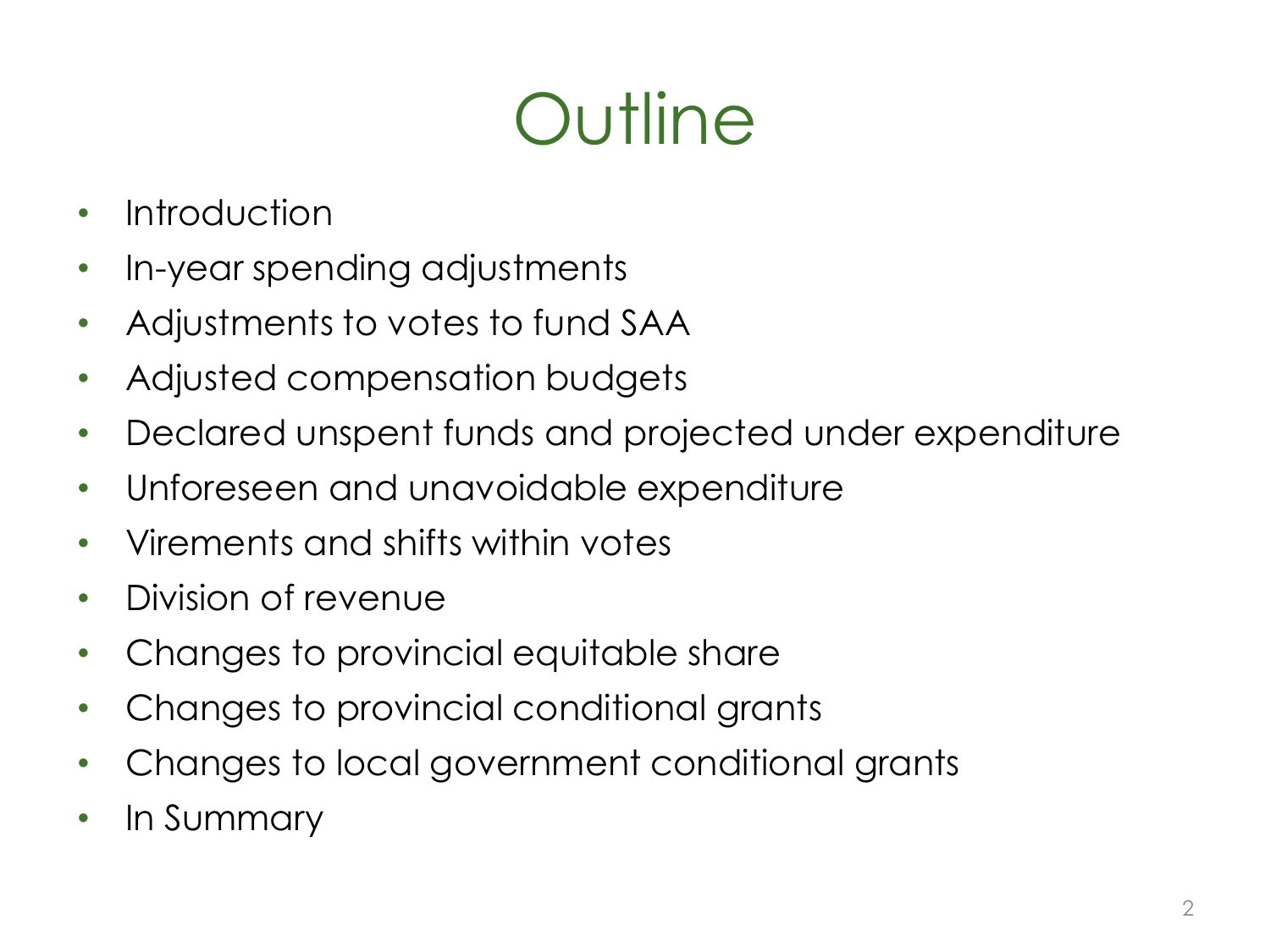# Outline

- Introduction
- In-year spending adjustments
- Adjustments to votes to fund SAA
- Adjusted compensation budgets
- Declared unspent funds and projected under expenditure
- Unforeseen and unavoidable expenditure
- Virements and shifts within votes
- Division of revenue
- Changes to provincial equitable share
- Changes to provincial conditional grants
- Changes to local government conditional grants
- In Summary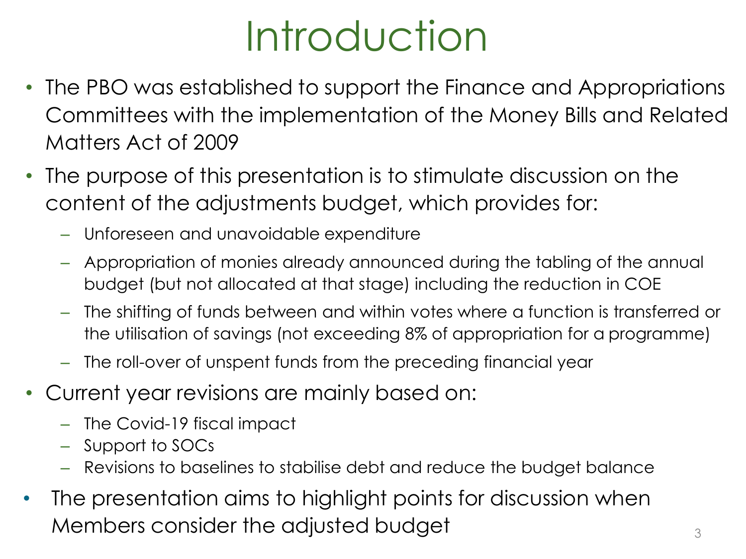# Introduction

- The PBO was established to support the Finance and Appropriations Committees with the implementation of the Money Bills and Related Matters Act of 2009
- The purpose of this presentation is to stimulate discussion on the content of the adjustments budget, which provides for:
  - Unforeseen and unavoidable expenditure
  - Appropriation of monies already announced during the tabling of the annual budget (but not allocated at that stage) including the reduction in COE
  - The shifting of funds between and within votes where a function is transferred or the utilisation of savings (not exceeding 8% of appropriation for a programme)
  - The roll-over of unspent funds from the preceding financial year
- Current year revisions are mainly based on:
  - The Covid-19 fiscal impact
  - Support to SOCs
  - Revisions to baselines to stabilise debt and reduce the budget balance
- The presentation aims to highlight points for discussion when Members consider the adjusted budget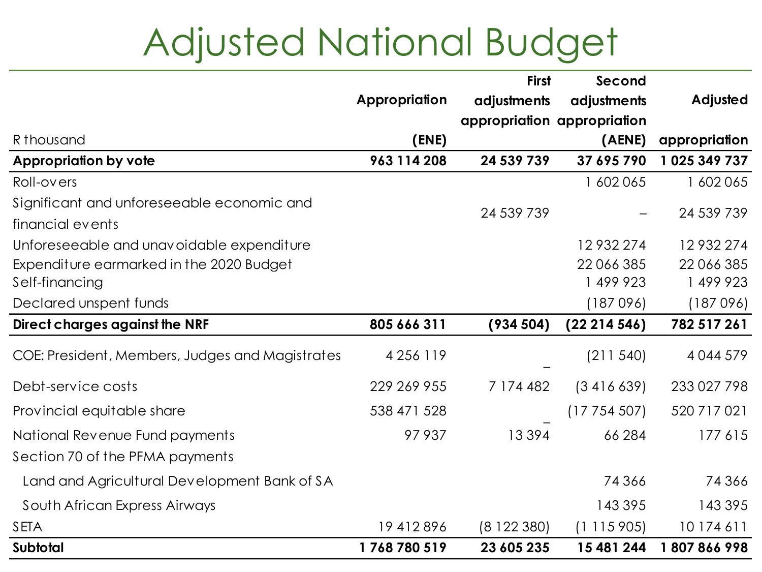# Adjusted National Budget

| R thousand | Appropriation (ENE) | First adjustments appropriation | Second adjustments appropriation (AENE) | Adjusted appropriation |
|---|---|---|---|---|
| **Appropriation by vote** | **963 114 208** | **24 539 739** | **37 695 790** | **1 025 349 737** |
| Roll-overs | | | 1 602 065 | 1 602 065 |
| Significant and unforeseeable economic and financial events | | 24 539 739 | – | 24 539 739 |
| Unforeseeable and unavoidable expenditure | | | 12 932 274 | 12 932 274 |
| Expenditure earmarked in the 2020 Budget | | | 22 066 385 | 22 066 385 |
| Self-financing | | | 1 499 923 | 1 499 923 |
| Declared unspent funds | | | (187 096) | (187 096) |
| **Direct charges against the NRF** | **805 666 311** | **(934 504)** | **(22 214 546)** | **782 517 261** |
| COE: President, Members, Judges and Magistrates | 4 256 119 | – | (211 540) | 4 044 579 |
| Debt-service costs | 229 269 955 | 7 174 482 | (3 416 639) | 233 027 798 |
| Provincial equitable share | 538 471 528 | – | (17 754 507) | 520 717 021 |
| National Revenue Fund payments | 97 937 | 13 394 | 66 284 | 177 615 |
| Section 70 of the PFMA payments | | | | |
| Land and Agricultural Development Bank of SA | | | 74 366 | 74 366 |
| South African Express Airways | | | 143 395 | 143 395 |
| SETA | 19 412 896 | (8 122 380) | (1 115 905) | 10 174 611 |
| **Subtotal** | **1 768 780 519** | **23 605 235** | **15 481 244** | **1 807 866 998** |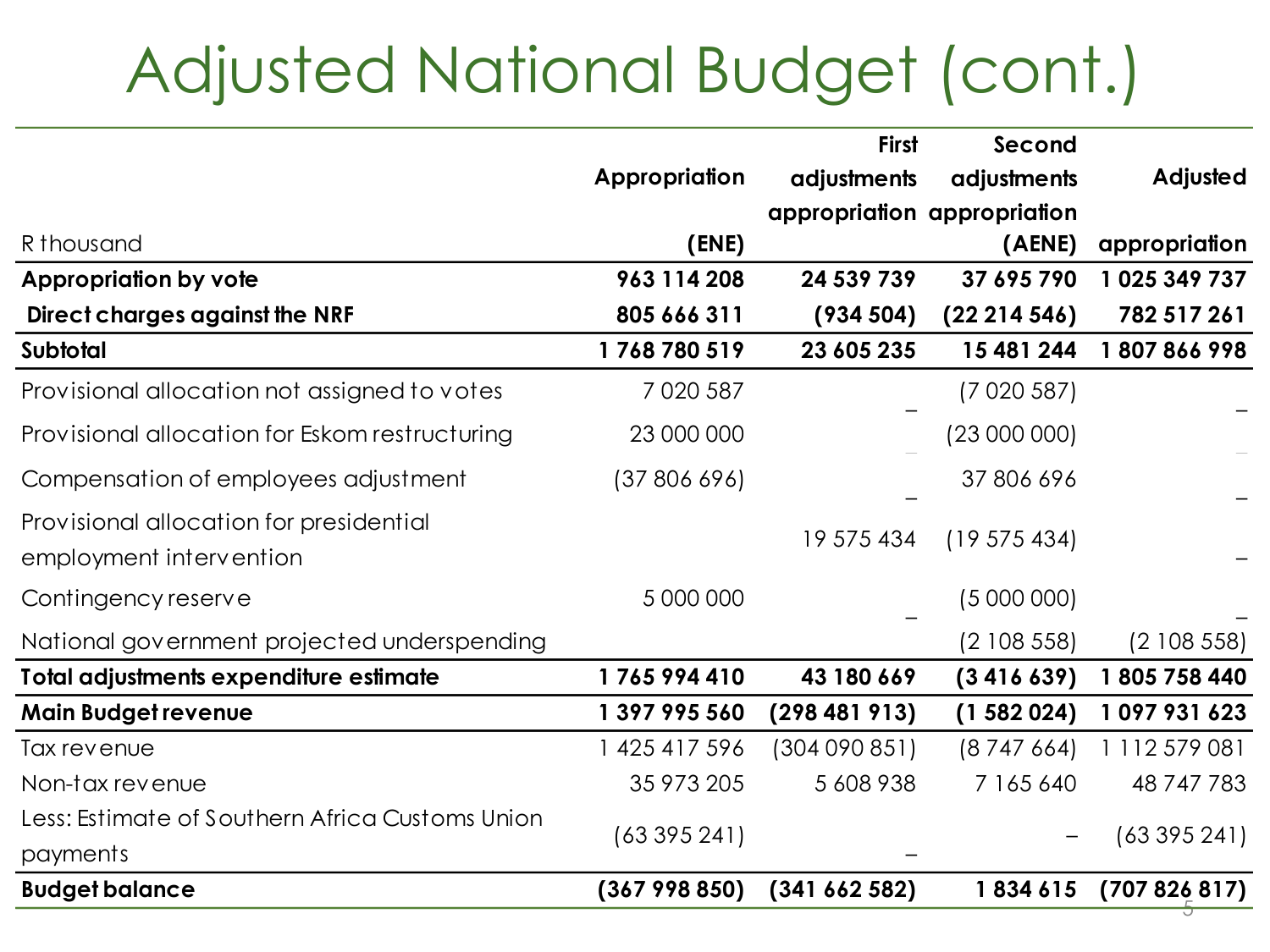# Adjusted National Budget (cont.)

| R thousand | Appropriation (ENE) | First adjustments appropriation | Second adjustments appropriation (AENE) | Adjusted appropriation |
|---|---|---|---|---|
| **Appropriation by vote** | **963 114 208** | **24 539 739** | **37 695 790** | **1 025 349 737** |
| **Direct charges against the NRF** | **805 666 311** | **(934 504)** | **(22 214 546)** | **782 517 261** |
| **Subtotal** | **1 768 780 519** | **23 605 235** | **15 481 244** | **1 807 866 998** |
| Provisional allocation not assigned to votes | 7 020 587 | – | (7 020 587) | – |
| Provisional allocation for Eskom restructuring | 23 000 000 | – | (23 000 000) | – |
| Compensation of employees adjustment | (37 806 696) | – | 37 806 696 | – |
| Provisional allocation for presidential employment intervention | | 19 575 434 | (19 575 434) | – |
| Contingency reserve | 5 000 000 | – | (5 000 000) | – |
| National government projected underspending | | | (2 108 558) | (2 108 558) |
| **Total adjustments expenditure estimate** | **1 765 994 410** | **43 180 669** | **(3 416 639)** | **1 805 758 440** |
| **Main Budget revenue** | **1 397 995 560** | **(298 481 913)** | **(1 582 024)** | **1 097 931 623** |
| Tax revenue | 1 425 417 596 | (304 090 851) | (8 747 664) | 1 112 579 081 |
| Non-tax revenue | 35 973 205 | 5 608 938 | 7 165 640 | 48 747 783 |
| Less: Estimate of Southern Africa Customs Union payments | (63 395 241) | – | – | (63 395 241) |
| **Budget balance** | **(367 998 850)** | **(341 662 582)** | **1 834 615** | **(707 826 817)** |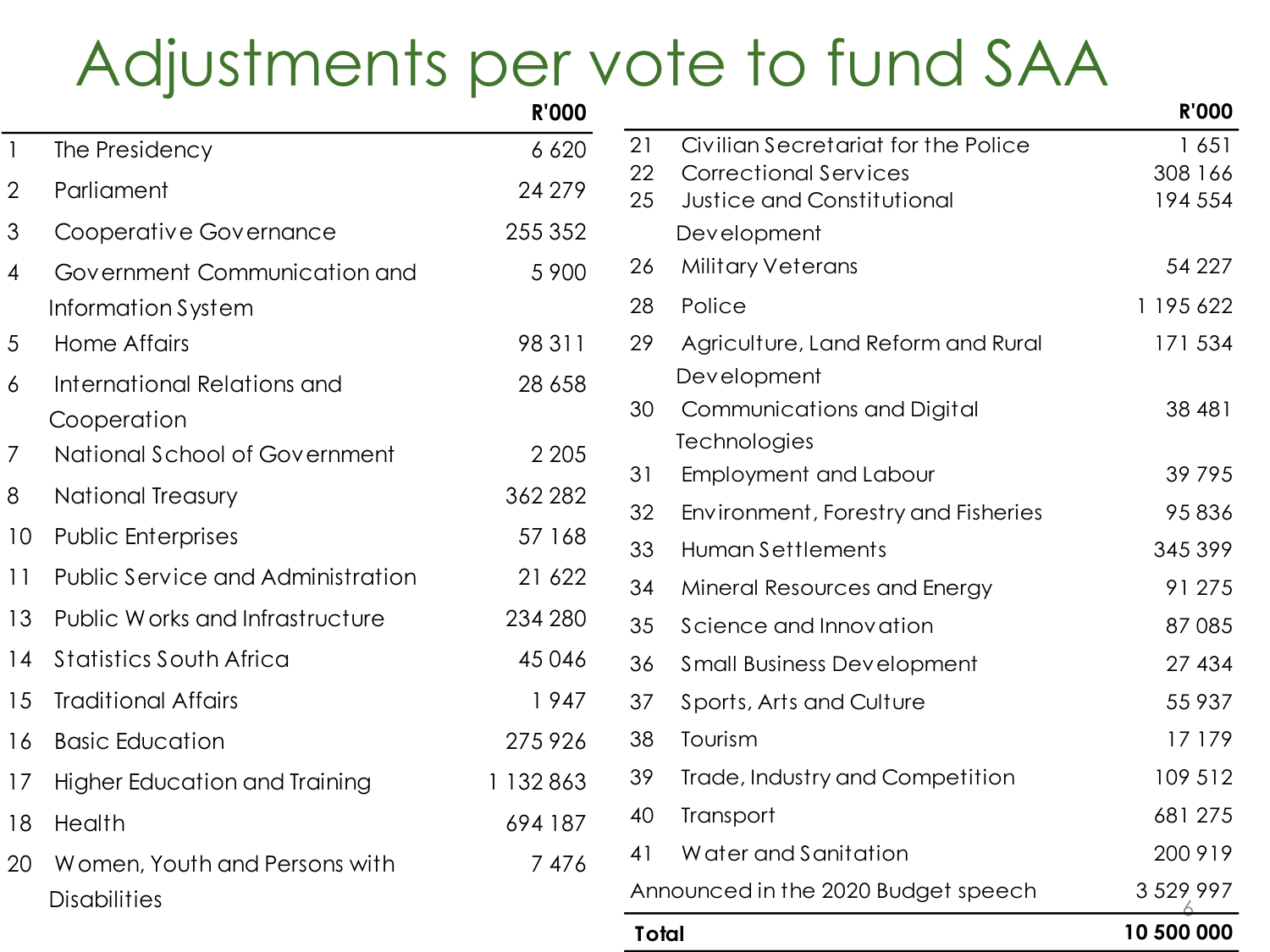# Adjustments per vote to fund SAA

| | | R'000 |
|---|---|---|
| 1 | The Presidency | 6 620 |
| 2 | Parliament | 24 279 |
| 3 | Cooperative Governance | 255 352 |
| 4 | Government Communication and Information System | 5 900 |
| 5 | Home Affairs | 98 311 |
| 6 | International Relations and Cooperation | 28 658 |
| 7 | National School of Government | 2 205 |
| 8 | National Treasury | 362 282 |
| 10 | Public Enterprises | 57 168 |
| 11 | Public Service and Administration | 21 622 |
| 13 | Public Works and Infrastructure | 234 280 |
| 14 | Statistics South Africa | 45 046 |
| 15 | Traditional Affairs | 1 947 |
| 16 | Basic Education | 275 926 |
| 17 | Higher Education and Training | 1 132 863 |
| 18 | Health | 694 187 |
| 20 | Women, Youth and Persons with Disabilities | 7 476 |
| 21 | Civilian Secretariat for the Police | 1 651 |
| 22 | Correctional Services | 308 166 |
| 25 | Justice and Constitutional Development | 194 554 |
| 26 | Military Veterans | 54 227 |
| 28 | Police | 1 195 622 |
| 29 | Agriculture, Land Reform and Rural Development | 171 534 |
| 30 | Communications and Digital Technologies | 38 481 |
| 31 | Employment and Labour | 39 795 |
| 32 | Environment, Forestry and Fisheries | 95 836 |
| 33 | Human Settlements | 345 399 |
| 34 | Mineral Resources and Energy | 91 275 |
| 35 | Science and Innovation | 87 085 |
| 36 | Small Business Development | 27 434 |
| 37 | Sports, Arts and Culture | 55 937 |
| 38 | Tourism | 17 179 |
| 39 | Trade, Industry and Competition | 109 512 |
| 40 | Transport | 681 275 |
| 41 | Water and Sanitation | 200 919 |
| | Announced in the 2020 Budget speech | 3 529 997 |
| | **Total** | **10 500 000** |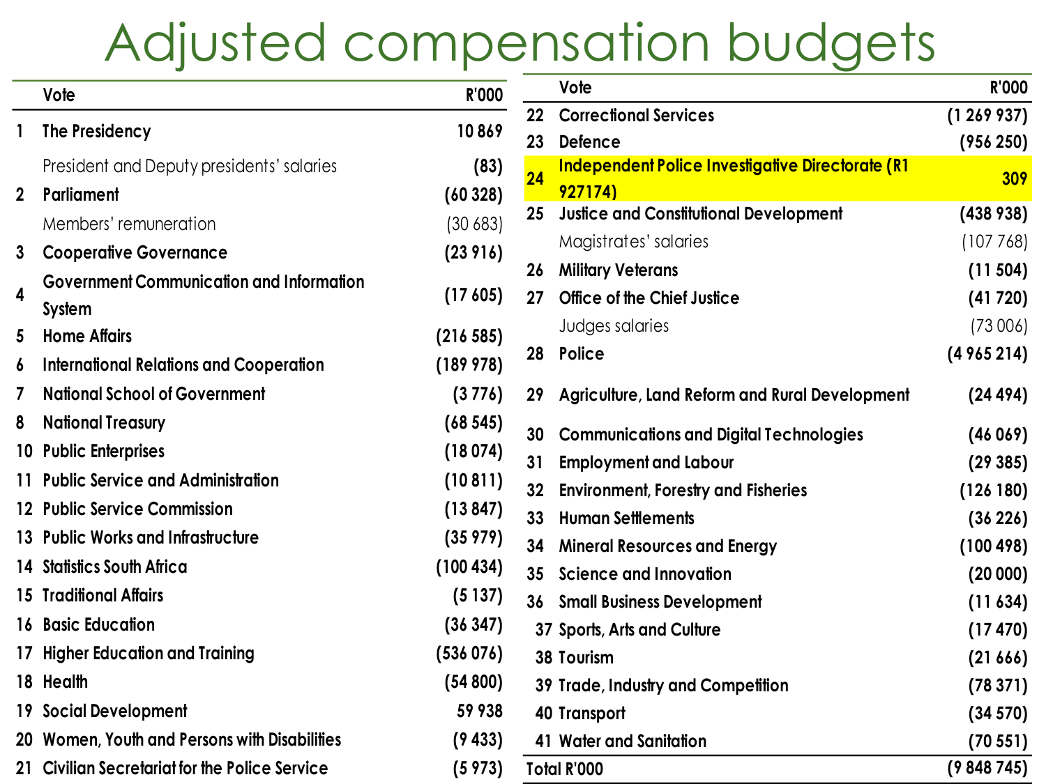# Adjusted compensation budgets

| | Vote | R'000 |
|---|---|---|
| 1 | **The Presidency** | **10 869** |
| | President and Deputy presidents' salaries | (83) |
| 2 | **Parliament** | **(60 328)** |
| | Members' remuneration | (30 683) |
| 3 | **Cooperative Governance** | **(23 916)** |
| 4 | **Government Communication and Information System** | **(17 605)** |
| 5 | **Home Affairs** | **(216 585)** |
| 6 | **International Relations and Cooperation** | **(189 978)** |
| 7 | **National School of Government** | **(3 776)** |
| 8 | **National Treasury** | **(68 545)** |
| 10 | **Public Enterprises** | **(18 074)** |
| 11 | **Public Service and Administration** | **(10 811)** |
| 12 | **Public Service Commission** | **(13 847)** |
| 13 | **Public Works and Infrastructure** | **(35 979)** |
| 14 | **Statistics South Africa** | **(100 434)** |
| 15 | **Traditional Affairs** | **(5 137)** |
| 16 | **Basic Education** | **(36 347)** |
| 17 | **Higher Education and Training** | **(536 076)** |
| 18 | **Health** | **(54 800)** |
| 19 | **Social Development** | **59 938** |
| 20 | **Women, Youth and Persons with Disabilities** | **(9 433)** |
| 21 | **Civilian Secretariat for the Police Service** | **(5 973)** |
| 22 | **Correctional Services** | **(1 269 937)** |
| 23 | **Defence** | **(956 250)** |
| 24 | **Independent Police Investigative Directorate (R1 927174)** | **309** |
| 25 | **Justice and Constitutional Development** | **(438 938)** |
| | Magistrates' salaries | (107 768) |
| 26 | **Military Veterans** | **(11 504)** |
| 27 | **Office of the Chief Justice** | **(41 720)** |
| | Judges salaries | (73 006) |
| 28 | **Police** | **(4 965 214)** |
| 29 | **Agriculture, Land Reform and Rural Development** | **(24 494)** |
| 30 | **Communications and Digital Technologies** | **(46 069)** |
| 31 | **Employment and Labour** | **(29 385)** |
| 32 | **Environment, Forestry and Fisheries** | **(126 180)** |
| 33 | **Human Settlements** | **(36 226)** |
| 34 | **Mineral Resources and Energy** | **(100 498)** |
| 35 | **Science and Innovation** | **(20 000)** |
| 36 | **Small Business Development** | **(11 634)** |
| 37 | **Sports, Arts and Culture** | **(17 470)** |
| 38 | **Tourism** | **(21 666)** |
| 39 | **Trade, Industry and Competition** | **(78 371)** |
| 40 | **Transport** | **(34 570)** |
| 41 | **Water and Sanitation** | **(70 551)** |
| **Total R'000** | | **(9 848 745)** |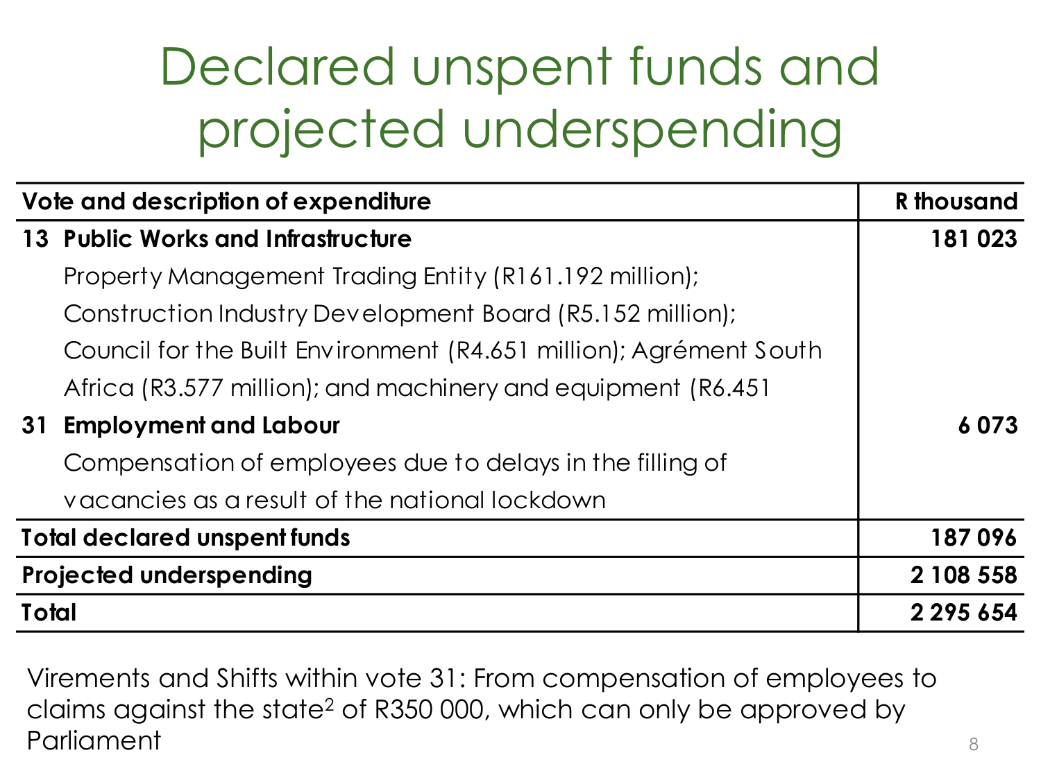# Declared unspent funds and projected underspending

| Vote and description of expenditure | R thousand |
|---|---|
| **13 Public Works and Infrastructure** | **181 023** |
| Property Management Trading Entity (R161.192 million); Construction Industry Development Board (R5.152 million); Council for the Built Environment (R4.651 million); Agrément South Africa (R3.577 million); and machinery and equipment (R6.451 | |
| **31 Employment and Labour** | **6 073** |
| Compensation of employees due to delays in the filling of vacancies as a result of the national lockdown | |
| **Total declared unspent funds** | **187 096** |
| **Projected underspending** | **2 108 558** |
| **Total** | **2 295 654** |

Virements and Shifts within vote 31: From compensation of employees to claims against the state[2] of R350 000, which can only be approved by Parliament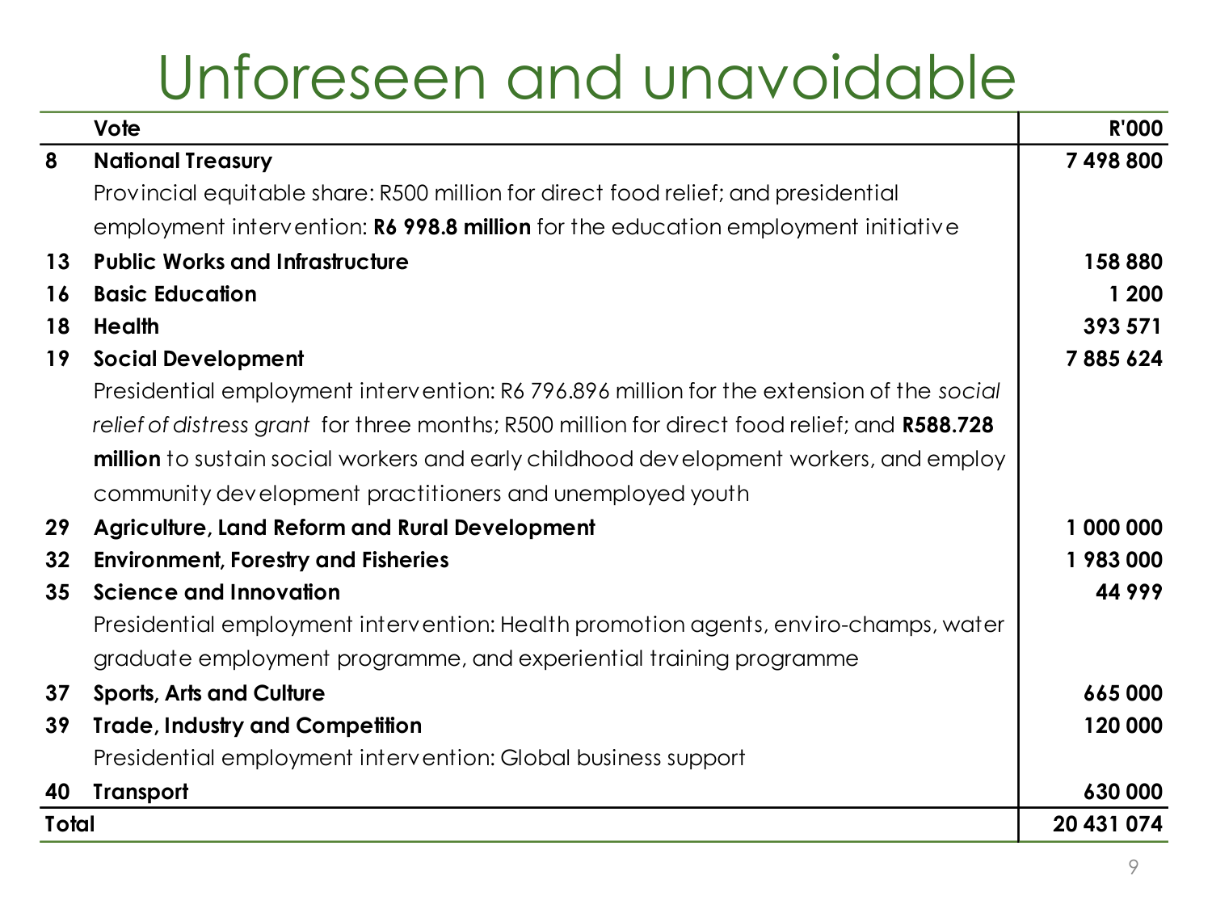# Unforeseen and unavoidable

| | Vote | R'000 |
|---|---|---|
| **8** | **National Treasury** | **7 498 800** |
| | Provincial equitable share: R500 million for direct food relief; and presidential employment intervention: **R6 998.8 million** for the education employment initiative | |
| **13** | **Public Works and Infrastructure** | **158 880** |
| **16** | **Basic Education** | **1 200** |
| **18** | **Health** | **393 571** |
| **19** | **Social Development** | **7 885 624** |
| | Presidential employment intervention: R6 796.896 million for the extension of the *social relief of distress grant* for three months; R500 million for direct food relief; and **R588.728 million** to sustain social workers and early childhood development workers, and employ community development practitioners and unemployed youth | |
| **29** | **Agriculture, Land Reform and Rural Development** | **1 000 000** |
| **32** | **Environment, Forestry and Fisheries** | **1 983 000** |
| **35** | **Science and Innovation** | **44 999** |
| | Presidential employment intervention: Health promotion agents, enviro-champs, water graduate employment programme, and experiential training programme | |
| **37** | **Sports, Arts and Culture** | **665 000** |
| **39** | **Trade, Industry and Competition** | **120 000** |
| | Presidential employment intervention: Global business support | |
| **40** | **Transport** | **630 000** |
| **Total** | | **20 431 074** |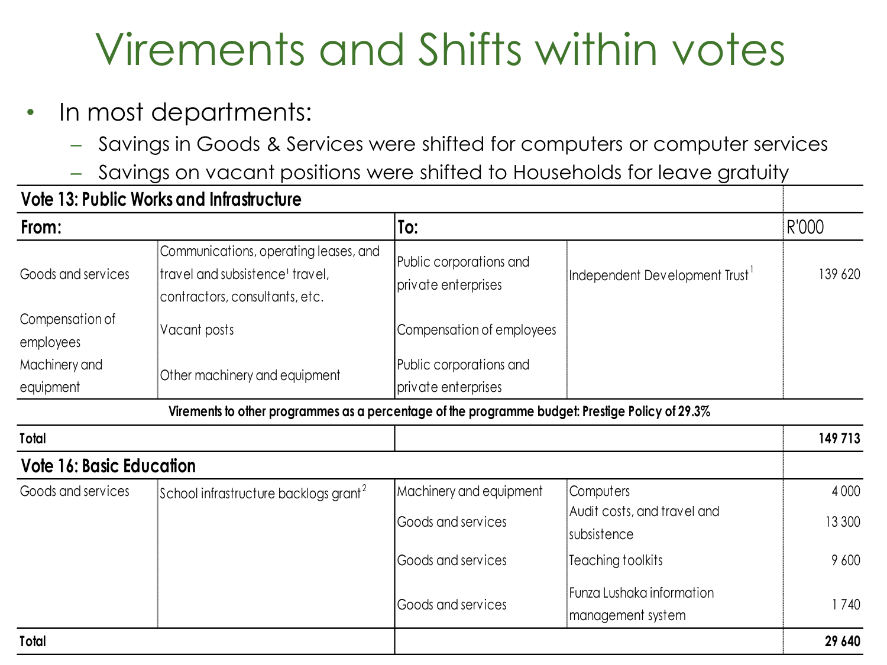# Virements and Shifts within votes

- In most departments:
  - Savings in Goods & Services were shifted for computers or computer services
  - Savings on vacant positions were shifted to Households for leave gratuity

| Vote 13: Public Works and Infrastructure | | | | |
|---|---|---|---|---|
| **From:** | | **To:** | | R'000 |
| Goods and services | Communications, operating leases, and travel and subsistence[1] travel, contractors, consultants, etc. | Public corporations and private enterprises | Independent Development Trust[1] | 139 620 |
| Compensation of employees | Vacant posts | Compensation of employees | | |
| Machinery and equipment | Other machinery and equipment | Public corporations and private enterprises | | |
| **Virements to other programmes as a percentage of the programme budget: Prestige Policy of 29.3%** | | | | |
| **Total** | | | | **149 713** |

| Vote 16: Basic Education | | | | |
|---|---|---|---|---|
| Goods and services | School infrastructure backlogs grant[2] | Machinery and equipment | Computers | 4 000 |
| | | Goods and services | Audit costs, and travel and subsistence | 13 300 |
| | | Goods and services | Teaching toolkits | 9 600 |
| | | Goods and services | Funza Lushaka information management system | 1 740 |
| **Total** | | | | **29 640** |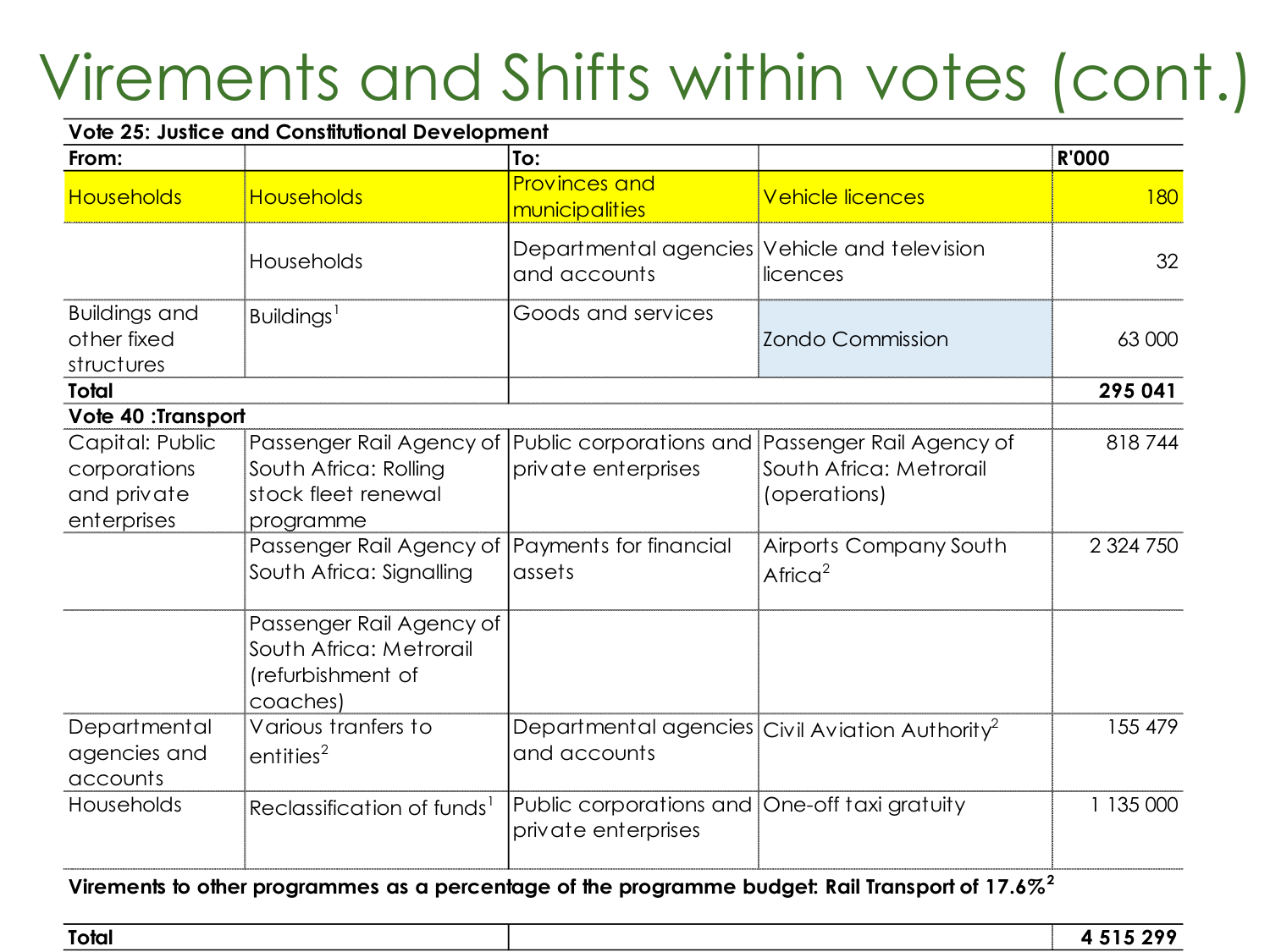# Virements and Shifts within votes (cont.)

| Vote 25: Justice and Constitutional Development | | | | |
|---|---|---|---|---|
| **From:** | | **To:** | | **R'000** |
| Households | Households | Provinces and municipalities | Vehicle licences | 180 |
| | Households | Departmental agencies and accounts | Vehicle and television licences | 32 |
| Buildings and other fixed structures | Buildings[1] | Goods and services | Zondo Commission | 63 000 |
| **Total** | | | | **295 041** |
| **Vote 40 :Transport** | | | | |
| Capital: Public corporations and private enterprises | Passenger Rail Agency of South Africa: Rolling stock fleet renewal programme | Public corporations and private enterprises | Passenger Rail Agency of South Africa: Metrorail (operations) | 818 744 |
| | Passenger Rail Agency of South Africa: Signalling | Payments for financial assets | Airports Company South Africa[2] | 2 324 750 |
| | Passenger Rail Agency of South Africa: Metrorail (refurbishment of coaches) | | | |
| Departmental agencies and accounts | Various tranfers to entities[2] | Departmental agencies and accounts | Civil Aviation Authority[2] | 155 479 |
| Households | Reclassification of funds[1] | Public corporations and private enterprises | One-off taxi gratuity | 1 135 000 |
| **Virements to other programmes as a percentage of the programme budget: Rail Transport of 17.6%[2]** | | | | |
| **Total** | | | | **4 515 299** |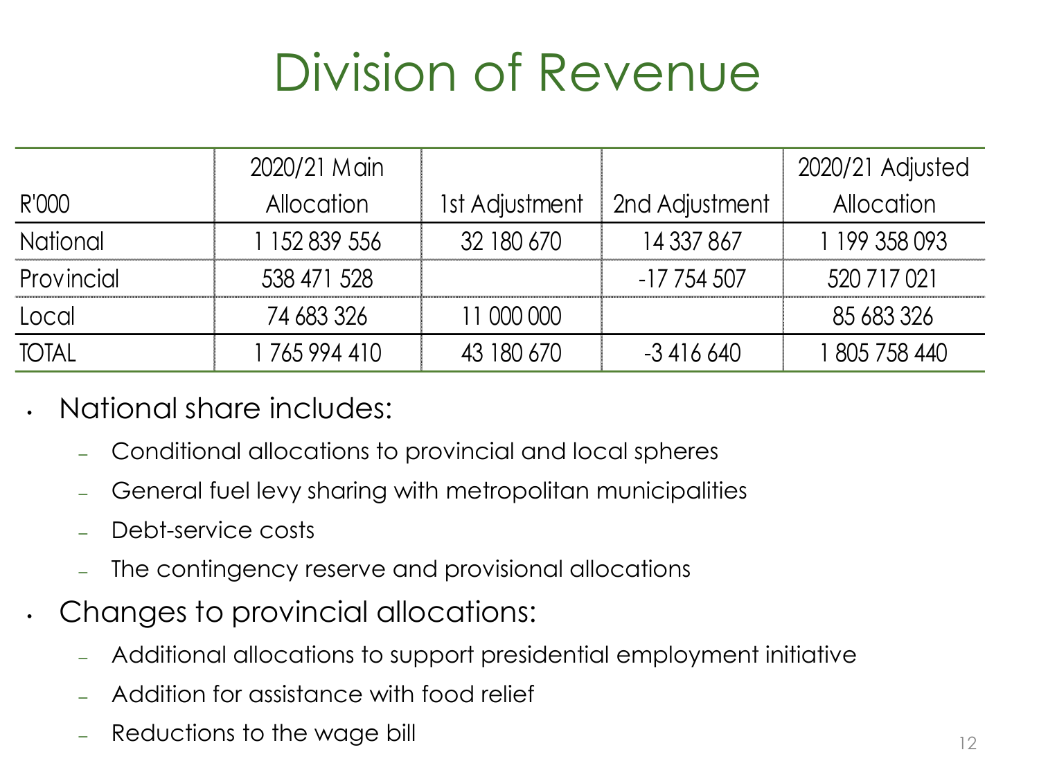# Division of Revenue

| R'000 | 2020/21 Main Allocation | 1st Adjustment | 2nd Adjustment | 2020/21 Adjusted Allocation |
|---|---|---|---|---|
| National | 1 152 839 556 | 32 180 670 | 14 337 867 | 1 199 358 093 |
| Provincial | 538 471 528 | | -17 754 507 | 520 717 021 |
| Local | 74 683 326 | 11 000 000 | | 85 683 326 |
| TOTAL | 1 765 994 410 | 43 180 670 | -3 416 640 | 1 805 758 440 |

- National share includes:
  - Conditional allocations to provincial and local spheres
  - General fuel levy sharing with metropolitan municipalities
  - Debt-service costs
  - The contingency reserve and provisional allocations
- Changes to provincial allocations:
  - Additional allocations to support presidential employment initiative
  - Addition for assistance with food relief
  - Reductions to the wage bill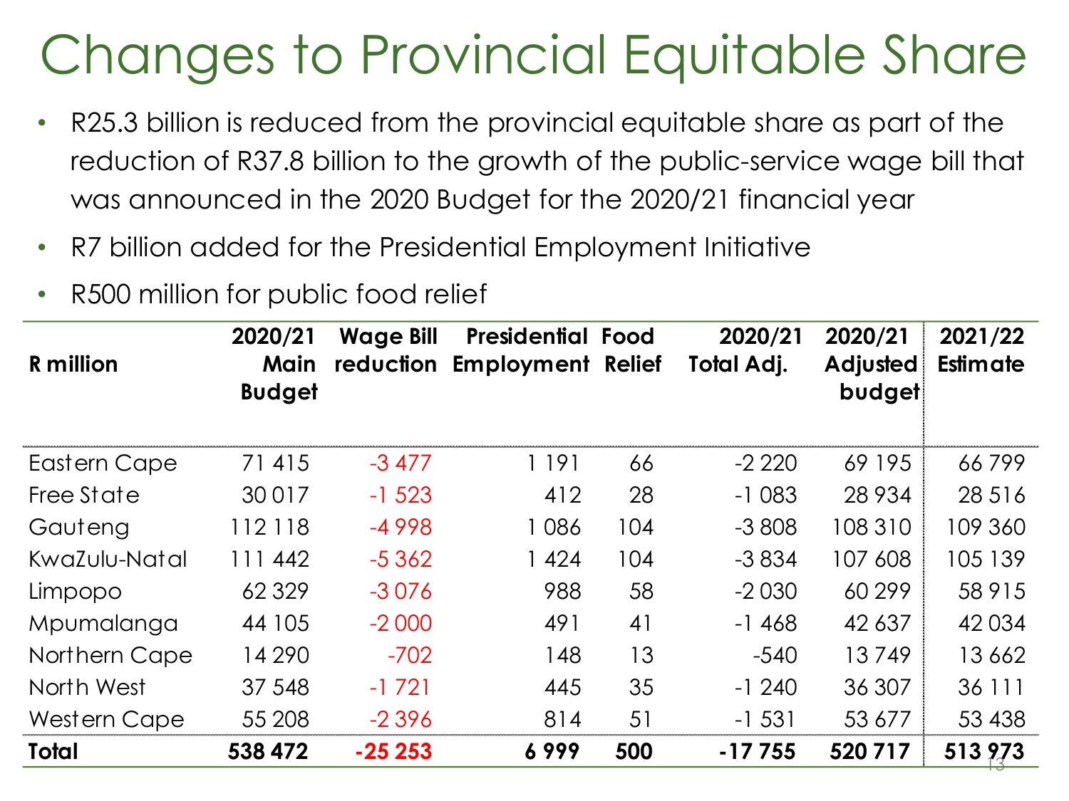# Changes to Provincial Equitable Share

- R25.3 billion is reduced from the provincial equitable share as part of the reduction of R37.8 billion to the growth of the public-service wage bill that was announced in the 2020 Budget for the 2020/21 financial year
- R7 billion added for the Presidential Employment Initiative
- R500 million for public food relief

| R million | 2020/21 Main Budget | Wage Bill reduction | Presidential Employment | Food Relief | 2020/21 Total Adj. | 2020/21 Adjusted budget | 2021/22 Estimate |
|---|---|---|---|---|---|---|---|
| Eastern Cape | 71 415 | -3 477 | 1 191 | 66 | -2 220 | 69 195 | 66 799 |
| Free State | 30 017 | -1 523 | 412 | 28 | -1 083 | 28 934 | 28 516 |
| Gauteng | 112 118 | -4 998 | 1 086 | 104 | -3 808 | 108 310 | 109 360 |
| KwaZulu-Natal | 111 442 | -5 362 | 1 424 | 104 | -3 834 | 107 608 | 105 139 |
| Limpopo | 62 329 | -3 076 | 988 | 58 | -2 030 | 60 299 | 58 915 |
| Mpumalanga | 44 105 | -2 000 | 491 | 41 | -1 468 | 42 637 | 42 034 |
| Northern Cape | 14 290 | -702 | 148 | 13 | -540 | 13 749 | 13 662 |
| North West | 37 548 | -1 721 | 445 | 35 | -1 240 | 36 307 | 36 111 |
| Western Cape | 55 208 | -2 396 | 814 | 51 | -1 531 | 53 677 | 53 438 |
| **Total** | **538 472** | **-25 253** | **6 999** | **500** | **-17 755** | **520 717** | **513 973** |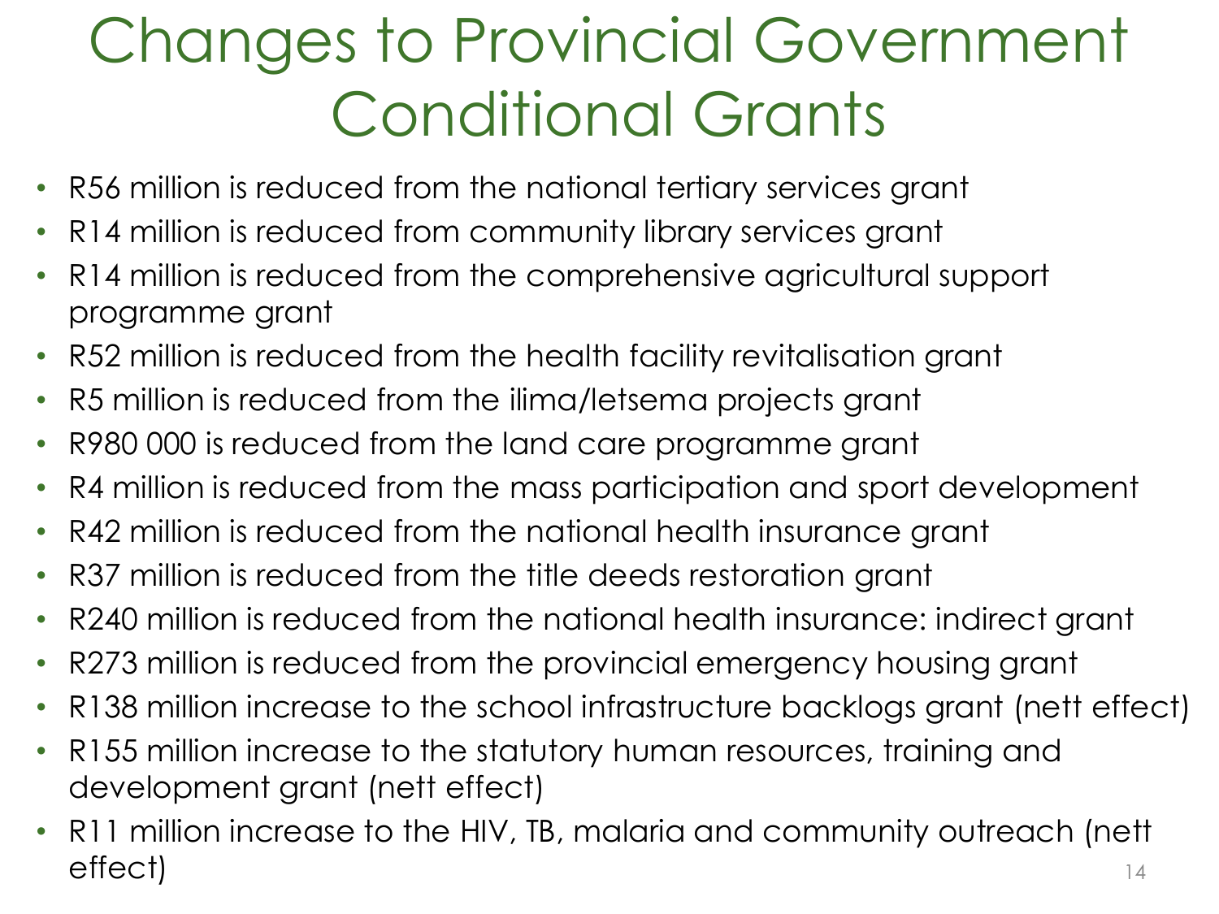# Changes to Provincial Government Conditional Grants

- R56 million is reduced from the national tertiary services grant
- R14 million is reduced from community library services grant
- R14 million is reduced from the comprehensive agricultural support programme grant
- R52 million is reduced from the health facility revitalisation grant
- R5 million is reduced from the ilima/letsema projects grant
- R980 000 is reduced from the land care programme grant
- R4 million is reduced from the mass participation and sport development
- R42 million is reduced from the national health insurance grant
- R37 million is reduced from the title deeds restoration grant
- R240 million is reduced from the national health insurance: indirect grant
- R273 million is reduced from the provincial emergency housing grant
- R138 million increase to the school infrastructure backlogs grant (nett effect)
- R155 million increase to the statutory human resources, training and development grant (nett effect)
- R11 million increase to the HIV, TB, malaria and community outreach (nett effect)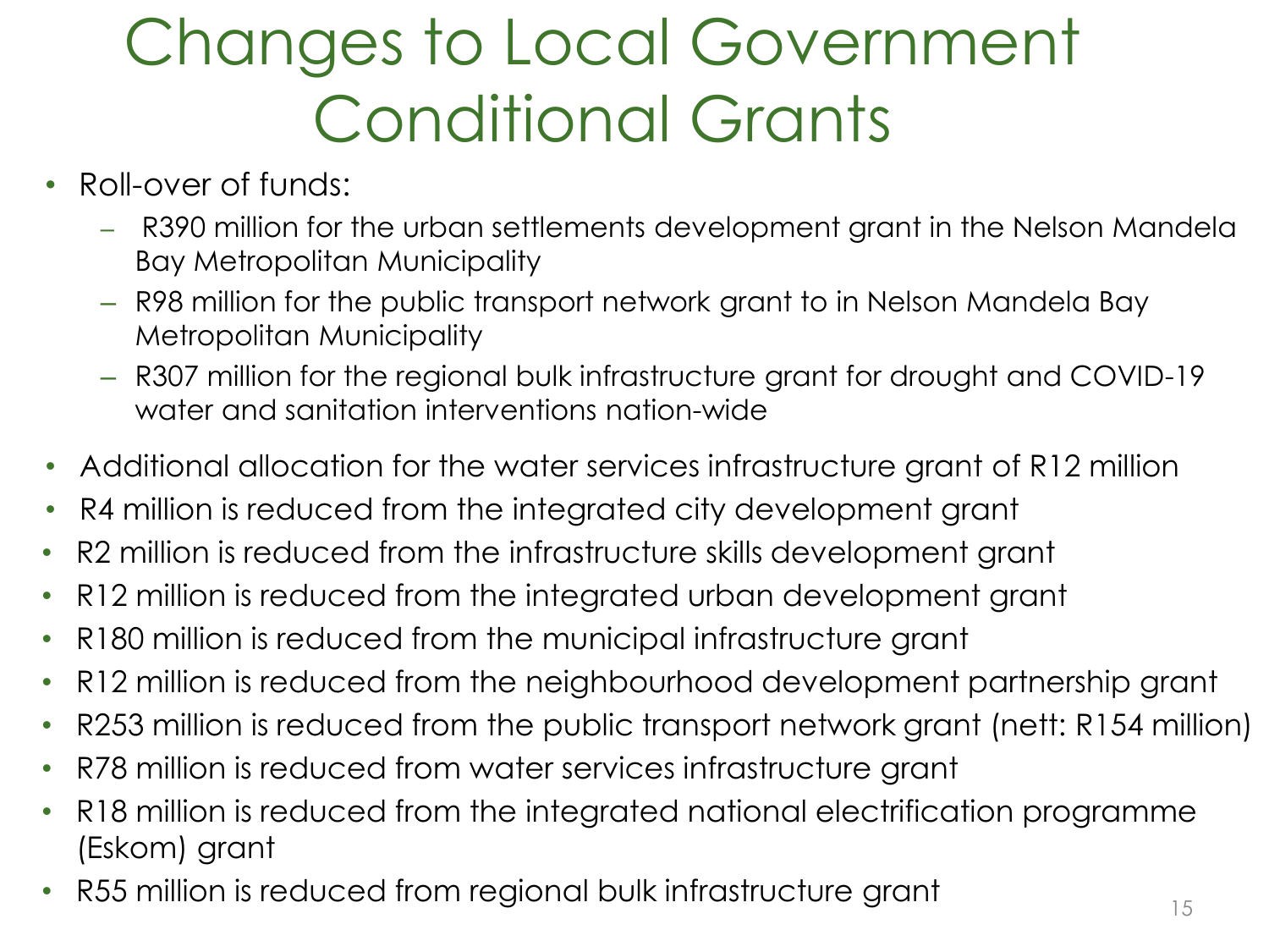# Changes to Local Government Conditional Grants

- Roll-over of funds:
  - R390 million for the urban settlements development grant in the Nelson Mandela Bay Metropolitan Municipality
  - R98 million for the public transport network grant to in Nelson Mandela Bay Metropolitan Municipality
  - R307 million for the regional bulk infrastructure grant for drought and COVID-19 water and sanitation interventions nation-wide
- Additional allocation for the water services infrastructure grant of R12 million
- R4 million is reduced from the integrated city development grant
- R2 million is reduced from the infrastructure skills development grant
- R12 million is reduced from the integrated urban development grant
- R180 million is reduced from the municipal infrastructure grant
- R12 million is reduced from the neighbourhood development partnership grant
- R253 million is reduced from the public transport network grant (nett: R154 million)
- R78 million is reduced from water services infrastructure grant
- R18 million is reduced from the integrated national electrification programme (Eskom) grant
- R55 million is reduced from regional bulk infrastructure grant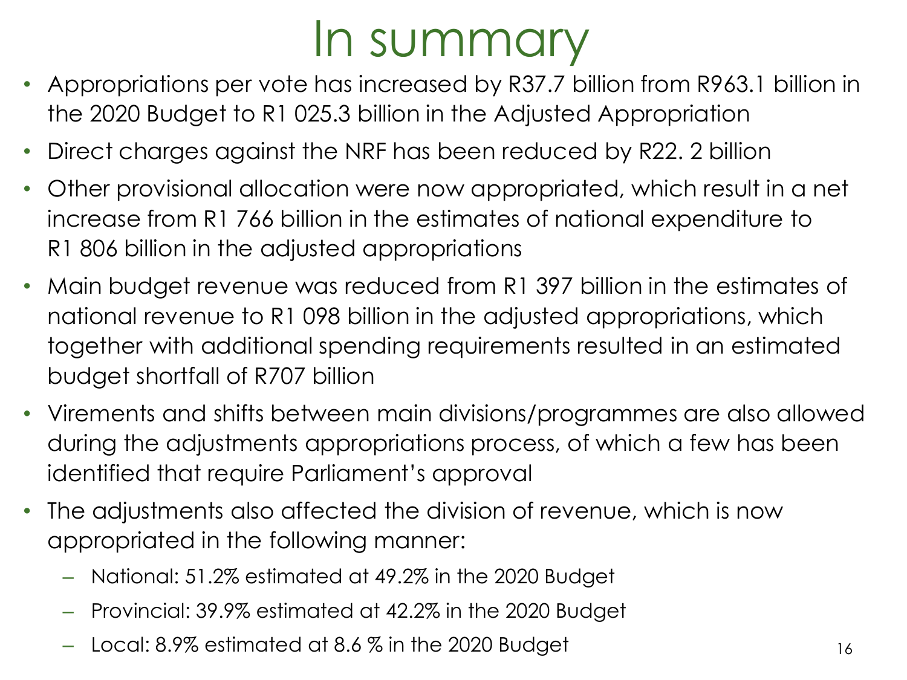# In summary

- Appropriations per vote has increased by R37.7 billion from R963.1 billion in the 2020 Budget to R1 025.3 billion in the Adjusted Appropriation
- Direct charges against the NRF has been reduced by R22. 2 billion
- Other provisional allocation were now appropriated, which result in a net increase from R1 766 billion in the estimates of national expenditure to R1 806 billion in the adjusted appropriations
- Main budget revenue was reduced from R1 397 billion in the estimates of national revenue to R1 098 billion in the adjusted appropriations, which together with additional spending requirements resulted in an estimated budget shortfall of R707 billion
- Virements and shifts between main divisions/programmes are also allowed during the adjustments appropriations process, of which a few has been identified that require Parliament's approval
- The adjustments also affected the division of revenue, which is now appropriated in the following manner:
  - National: 51.2% estimated at 49.2% in the 2020 Budget
  - Provincial: 39.9% estimated at 42.2% in the 2020 Budget
  - Local: 8.9% estimated at 8.6 % in the 2020 Budget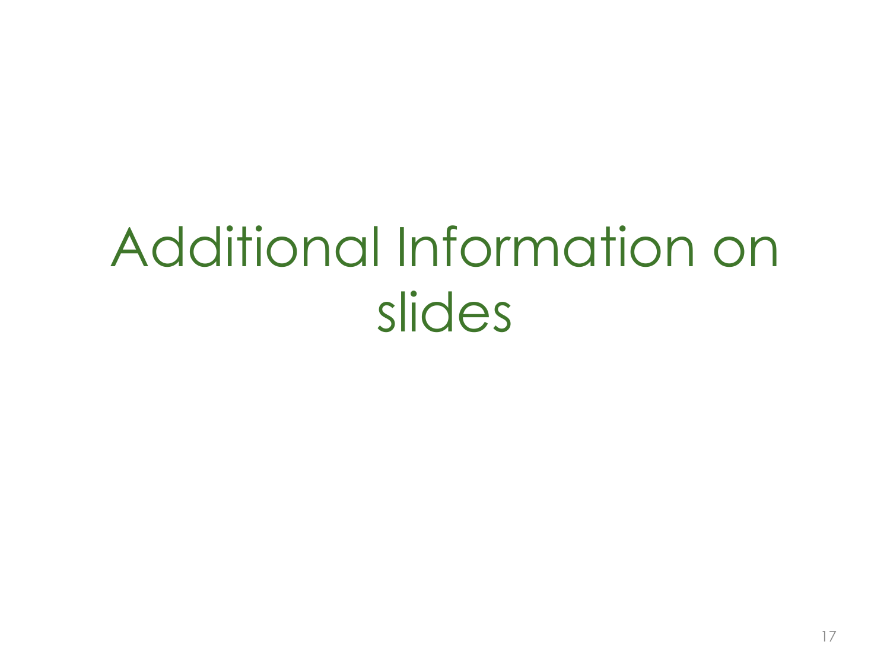# Additional Information on slides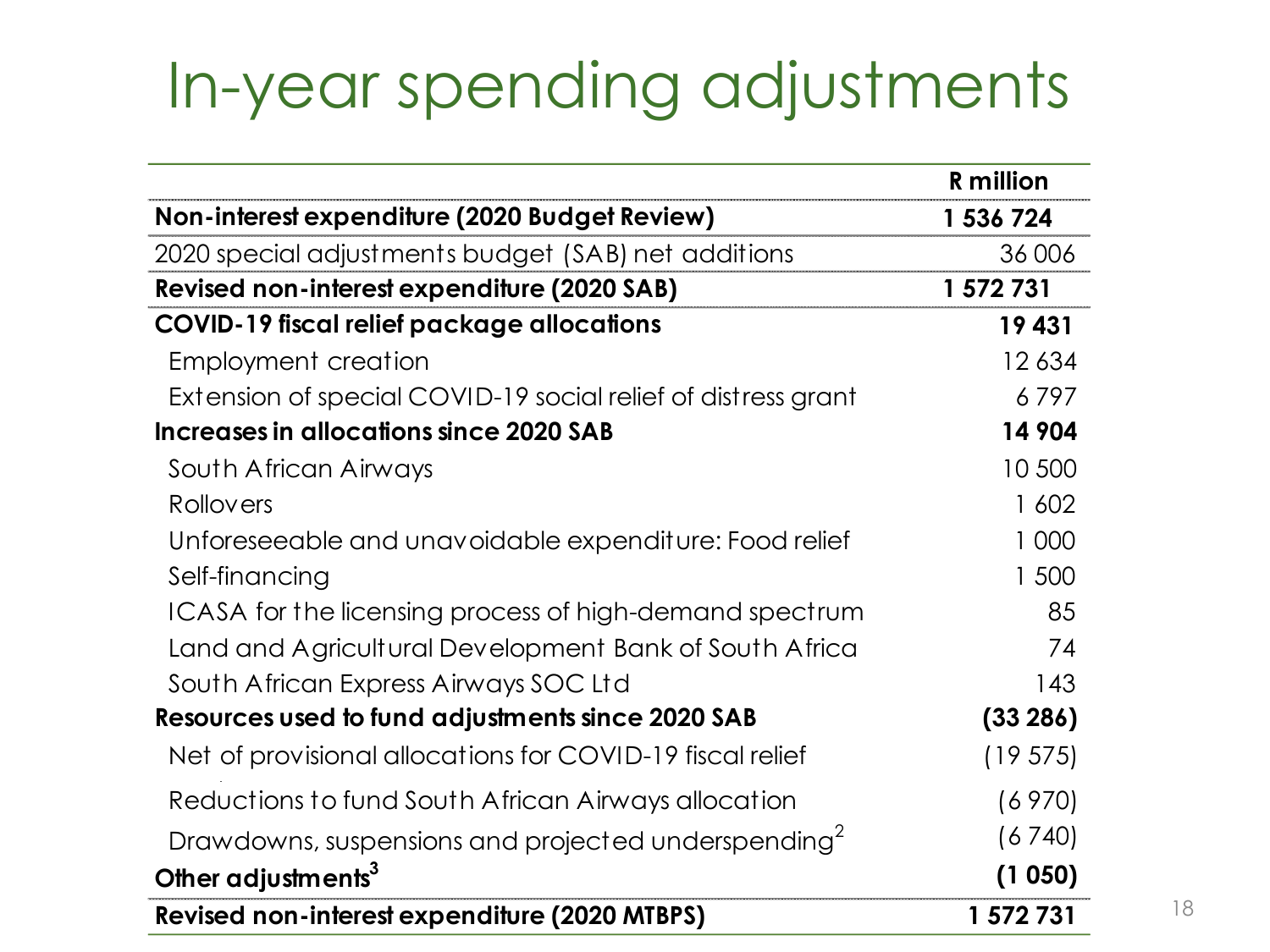# In-year spending adjustments

| | R million |
|---|---|
| **Non-interest expenditure (2020 Budget Review)** | **1 536 724** |
| 2020 special adjustments budget (SAB) net additions | 36 006 |
| **Revised non-interest expenditure (2020 SAB)** | **1 572 731** |
| **COVID-19 fiscal relief package allocations** | **19 431** |
| Employment creation | 12 634 |
| Extension of special COVID-19 social relief of distress grant | 6 797 |
| **Increases in allocations since 2020 SAB** | **14 904** |
| South African Airways | 10 500 |
| Rollovers | 1 602 |
| Unforeseeable and unavoidable expenditure: Food relief | 1 000 |
| Self-financing | 1 500 |
| ICASA for the licensing process of high-demand spectrum | 85 |
| Land and Agricultural Development Bank of South Africa | 74 |
| South African Express Airways SOC Ltd | 143 |
| **Resources used to fund adjustments since 2020 SAB** | **(33 286)** |
| Net of provisional allocations for COVID-19 fiscal relief | (19 575) |
| Reductions to fund South African Airways allocation | (6 970) |
| Drawdowns, suspensions and projected underspending[2] | (6 740) |
| **Other adjustments[3]** | **(1 050)** |
| **Revised non-interest expenditure (2020 MTBPS)** | **1 572 731** |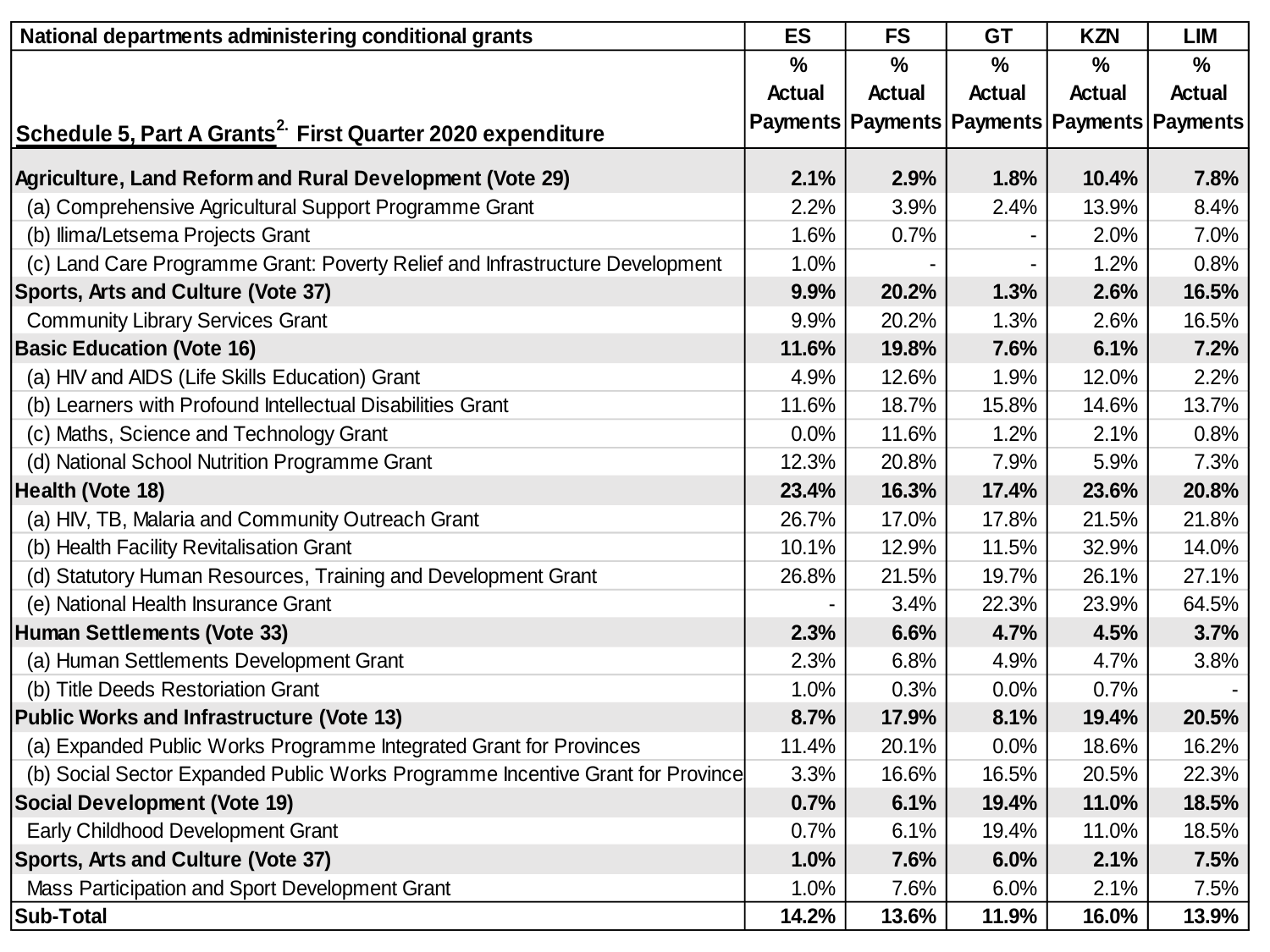| National departments administering conditional grants | ES | FS | GT | KZN | LIM |
|---|---|---|---|---|---|
| **Schedule 5, Part A Grants[2.] First Quarter 2020 expenditure** | % Actual Payments | % Actual Payments | % Actual Payments | % Actual Payments | % Actual Payments |
| **Agriculture, Land Reform and Rural Development (Vote 29)** | **2.1%** | **2.9%** | **1.8%** | **10.4%** | **7.8%** |
| (a) Comprehensive Agricultural Support Programme Grant | 2.2% | 3.9% | 2.4% | 13.9% | 8.4% |
| (b) Ilima/Letsema Projects Grant | 1.6% | 0.7% | - | 2.0% | 7.0% |
| (c) Land Care Programme Grant: Poverty Relief and Infrastructure Development | 1.0% | - | - | 1.2% | 0.8% |
| **Sports, Arts and Culture (Vote 37)** | **9.9%** | **20.2%** | **1.3%** | **2.6%** | **16.5%** |
| Community Library Services Grant | 9.9% | 20.2% | 1.3% | 2.6% | 16.5% |
| **Basic Education (Vote 16)** | **11.6%** | **19.8%** | **7.6%** | **6.1%** | **7.2%** |
| (a) HIV and AIDS (Life Skills Education) Grant | 4.9% | 12.6% | 1.9% | 12.0% | 2.2% |
| (b) Learners with Profound Intellectual Disabilities Grant | 11.6% | 18.7% | 15.8% | 14.6% | 13.7% |
| (c) Maths, Science and Technology Grant | 0.0% | 11.6% | 1.2% | 2.1% | 0.8% |
| (d) National School Nutrition Programme Grant | 12.3% | 20.8% | 7.9% | 5.9% | 7.3% |
| **Health (Vote 18)** | **23.4%** | **16.3%** | **17.4%** | **23.6%** | **20.8%** |
| (a) HIV, TB, Malaria and Community Outreach Grant | 26.7% | 17.0% | 17.8% | 21.5% | 21.8% |
| (b) Health Facility Revitalisation Grant | 10.1% | 12.9% | 11.5% | 32.9% | 14.0% |
| (d) Statutory Human Resources, Training and Development Grant | 26.8% | 21.5% | 19.7% | 26.1% | 27.1% |
| (e) National Health Insurance Grant | - | 3.4% | 22.3% | 23.9% | 64.5% |
| **Human Settlements (Vote 33)** | **2.3%** | **6.6%** | **4.7%** | **4.5%** | **3.7%** |
| (a) Human Settlements Development Grant | 2.3% | 6.8% | 4.9% | 4.7% | 3.8% |
| (b) Title Deeds Restoration Grant | 1.0% | 0.3% | 0.0% | 0.7% | - |
| **Public Works and Infrastructure (Vote 13)** | **8.7%** | **17.9%** | **8.1%** | **19.4%** | **20.5%** |
| (a) Expanded Public Works Programme Integrated Grant for Provinces | 11.4% | 20.1% | 0.0% | 18.6% | 16.2% |
| (b) Social Sector Expanded Public Works Programme Incentive Grant for Province | 3.3% | 16.6% | 16.5% | 20.5% | 22.3% |
| **Social Development (Vote 19)** | **0.7%** | **6.1%** | **19.4%** | **11.0%** | **18.5%** |
| Early Childhood Development Grant | 0.7% | 6.1% | 19.4% | 11.0% | 18.5% |
| **Sports, Arts and Culture (Vote 37)** | **1.0%** | **7.6%** | **6.0%** | **2.1%** | **7.5%** |
| Mass Participation and Sport Development Grant | 1.0% | 7.6% | 6.0% | 2.1% | 7.5% |
| **Sub-Total** | **14.2%** | **13.6%** | **11.9%** | **16.0%** | **13.9%** |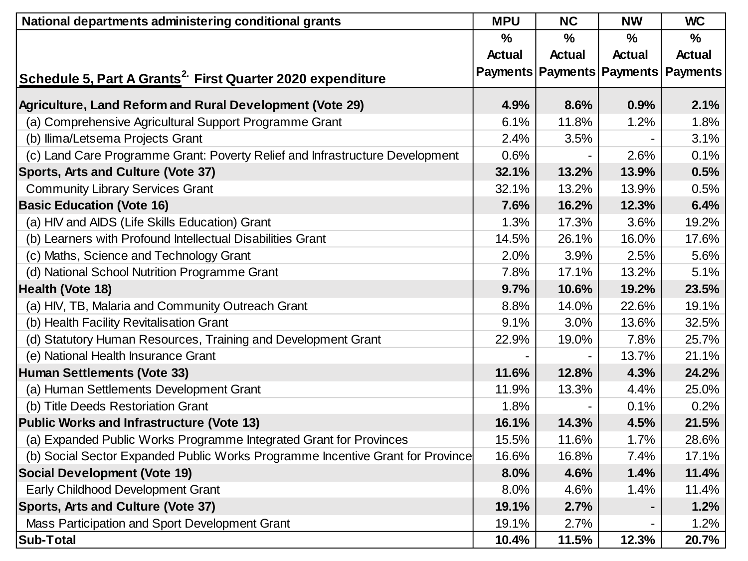| National departments administering conditional grants | MPU | NC | NW | WC |
|---|---|---|---|---|
| **Schedule 5, Part A Grants[2.] First Quarter 2020 expenditure** | % Actual Payments | % Actual Payments | % Actual Payments | % Actual Payments |
| **Agriculture, Land Reform and Rural Development (Vote 29)** | **4.9%** | **8.6%** | **0.9%** | **2.1%** |
| (a) Comprehensive Agricultural Support Programme Grant | 6.1% | 11.8% | 1.2% | 1.8% |
| (b) Ilima/Letsema Projects Grant | 2.4% | 3.5% | - | 3.1% |
| (c) Land Care Programme Grant: Poverty Relief and Infrastructure Development | 0.6% | - | 2.6% | 0.1% |
| **Sports, Arts and Culture (Vote 37)** | **32.1%** | **13.2%** | **13.9%** | **0.5%** |
| Community Library Services Grant | 32.1% | 13.2% | 13.9% | 0.5% |
| **Basic Education (Vote 16)** | **7.6%** | **16.2%** | **12.3%** | **6.4%** |
| (a) HIV and AIDS (Life Skills Education) Grant | 1.3% | 17.3% | 3.6% | 19.2% |
| (b) Learners with Profound Intellectual Disabilities Grant | 14.5% | 26.1% | 16.0% | 17.6% |
| (c) Maths, Science and Technology Grant | 2.0% | 3.9% | 2.5% | 5.6% |
| (d) National School Nutrition Programme Grant | 7.8% | 17.1% | 13.2% | 5.1% |
| **Health (Vote 18)** | **9.7%** | **10.6%** | **19.2%** | **23.5%** |
| (a) HIV, TB, Malaria and Community Outreach Grant | 8.8% | 14.0% | 22.6% | 19.1% |
| (b) Health Facility Revitalisation Grant | 9.1% | 3.0% | 13.6% | 32.5% |
| (d) Statutory Human Resources, Training and Development Grant | 22.9% | 19.0% | 7.8% | 25.7% |
| (e) National Health Insurance Grant | - | - | 13.7% | 21.1% |
| **Human Settlements (Vote 33)** | **11.6%** | **12.8%** | **4.3%** | **24.2%** |
| (a) Human Settlements Development Grant | 11.9% | 13.3% | 4.4% | 25.0% |
| (b) Title Deeds Restoriation Grant | 1.8% | - | 0.1% | 0.2% |
| **Public Works and Infrastructure (Vote 13)** | **16.1%** | **14.3%** | **4.5%** | **21.5%** |
| (a) Expanded Public Works Programme Integrated Grant for Provinces | 15.5% | 11.6% | 1.7% | 28.6% |
| (b) Social Sector Expanded Public Works Programme Incentive Grant for Province | 16.6% | 16.8% | 7.4% | 17.1% |
| **Social Development (Vote 19)** | **8.0%** | **4.6%** | **1.4%** | **11.4%** |
| Early Childhood Development Grant | 8.0% | 4.6% | 1.4% | 11.4% |
| **Sports, Arts and Culture (Vote 37)** | **19.1%** | **2.7%** | **-** | **1.2%** |
| Mass Participation and Sport Development Grant | 19.1% | 2.7% | - | 1.2% |
| **Sub-Total** | **10.4%** | **11.5%** | **12.3%** | **20.7%** |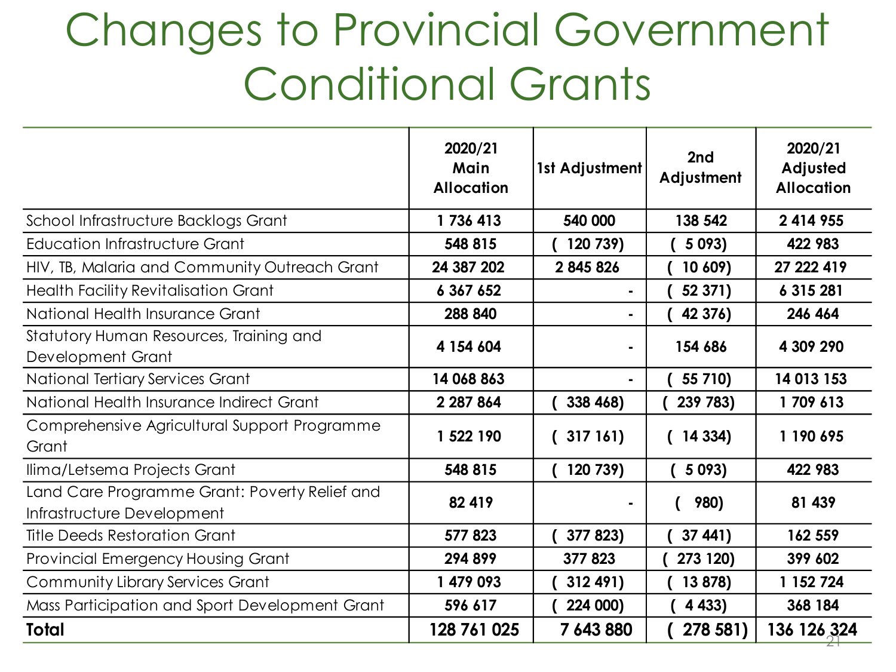# Changes to Provincial Government Conditional Grants

| | 2020/21 Main Allocation | 1st Adjustment | 2nd Adjustment | 2020/21 Adjusted Allocation |
|---|---|---|---|---|
| School Infrastructure Backlogs Grant | **1 736 413** | **540 000** | **138 542** | **2 414 955** |
| Education Infrastructure Grant | **548 815** | **( 120 739)** | **( 5 093)** | **422 983** |
| HIV, TB, Malaria and Community Outreach Grant | **24 387 202** | **2 845 826** | **( 10 609)** | **27 222 419** |
| Health Facility Revitalisation Grant | **6 367 652** | **-** | **( 52 371)** | **6 315 281** |
| National Health Insurance Grant | **288 840** | **-** | **( 42 376)** | **246 464** |
| Statutory Human Resources, Training and Development Grant | **4 154 604** | **-** | **154 686** | **4 309 290** |
| National Tertiary Services Grant | **14 068 863** | **-** | **( 55 710)** | **14 013 153** |
| National Health Insurance Indirect Grant | **2 287 864** | **( 338 468)** | **( 239 783)** | **1 709 613** |
| Comprehensive Agricultural Support Programme Grant | **1 522 190** | **( 317 161)** | **( 14 334)** | **1 190 695** |
| Ilima/Letsema Projects Grant | **548 815** | **( 120 739)** | **( 5 093)** | **422 983** |
| Land Care Programme Grant: Poverty Relief and Infrastructure Development | **82 419** | **-** | **( 980)** | **81 439** |
| Title Deeds Restoration Grant | **577 823** | **( 377 823)** | **( 37 441)** | **162 559** |
| Provincial Emergency Housing Grant | **294 899** | **377 823** | **( 273 120)** | **399 602** |
| Community Library Services Grant | **1 479 093** | **( 312 491)** | **( 13 878)** | **1 152 724** |
| Mass Participation and Sport Development Grant | **596 617** | **( 224 000)** | **( 4 433)** | **368 184** |
| **Total** | **128 761 025** | **7 643 880** | **( 278 581)** | **136 126 324** |